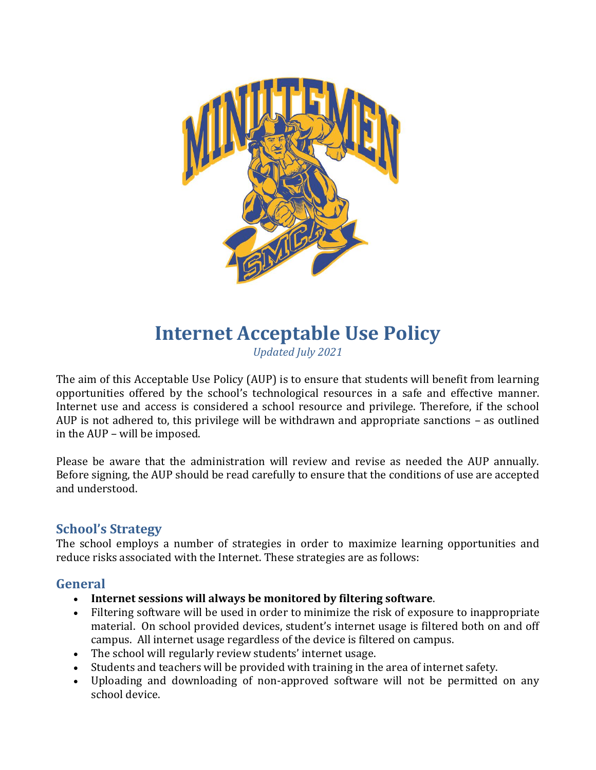# Internet Acceptable Use Policy

*Updated July 2021*

The aim of this Acceptable Use Policy (AUP) is to ensure that students will benefit from learning opportunities offered by the school's technological resources in a safe and effective manner. Internet use and access is considered a school resource and privilege. Therefore, if the school AUP is not adhered to, this privilege will be withdrawn and appropriate sanctions – as outlined in the AUP – will be imposed.

Please be aware that the administration will review and revise as needed the AUP annually. Before signing, the AUP should be read carefully to ensure that the conditions of use are accepted and understood.

## School's Strategy

The school employs a number of strategies in order to maximize learning opportunities and reduce risks associated with the Internet. These strategies are as follows:

## General

- **Internet sessions will always be monitored by filtering software**.
- Filtering software will be used in order to minimize the risk of exposure to inappropriate material. On school provided devices, student's internet usage is filtered both on and off campus. All internet usage regardless of the device is filtered on campus.
- The school will regularly review students' internet usage.
- Students and teachers will be provided with training in the area of internet safety.
- Uploading and downloading of non-approved software will not be permitted on any school device.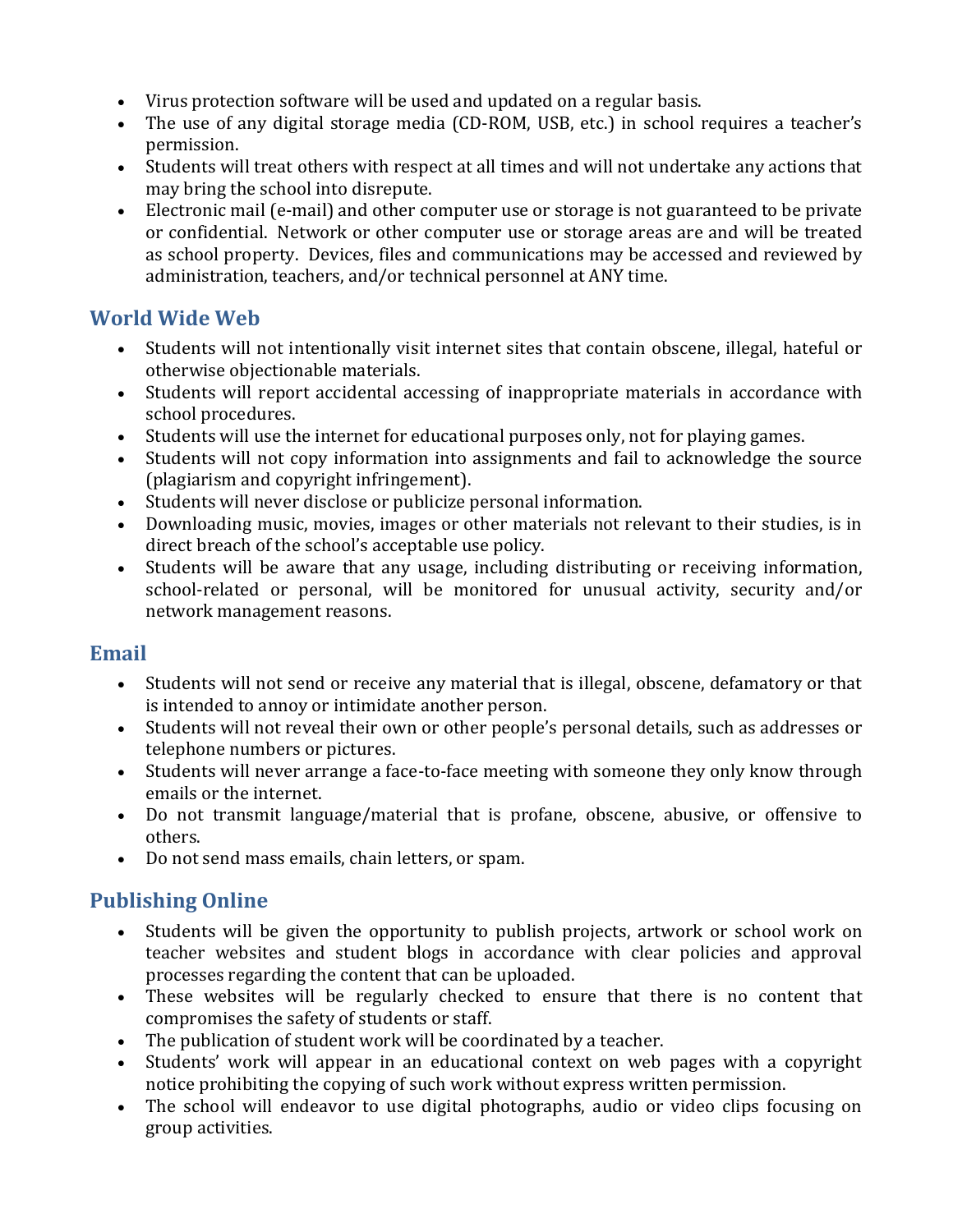- Virus protection software will be used and updated on a regular basis.
- The use of any digital storage media (CD-ROM, USB, etc.) in school requires a teacher's permission.
- Students will treat others with respect at all times and will not undertake any actions that may bring the school into disrepute.
- Electronic mail (e-mail) and other computer use or storage is not guaranteed to be private or confidential. Network or other computer use or storage areas are and will be treated as school property. Devices, files and communications may be accessed and reviewed by administration, teachers, and/or technical personnel at ANY time.

## World Wide Web

- Students will not intentionally visit internet sites that contain obscene, illegal, hateful or otherwise objectionable materials.
- Students will report accidental accessing of inappropriate materials in accordance with school procedures.
- Students will use the internet for educational purposes only, not for playing games.
- Students will not copy information into assignments and fail to acknowledge the source (plagiarism and copyright infringement).
- Students will never disclose or publicize personal information.
- Downloading music, movies, images or other materials not relevant to their studies, is in direct breach of the school's acceptable use policy.
- Students will be aware that any usage, including distributing or receiving information, school-related or personal, will be monitored for unusual activity, security and/or network management reasons.

## Email

- Students will not send or receive any material that is illegal, obscene, defamatory or that is intended to annoy or intimidate another person.
- Students will not reveal their own or other people's personal details, such as addresses or telephone numbers or pictures.
- Students will never arrange a face-to-face meeting with someone they only know through emails or the internet.
- Do not transmit language/material that is profane, obscene, abusive, or offensive to others.
- Do not send mass emails, chain letters, or spam.

## Publishing Online

- Students will be given the opportunity to publish projects, artwork or school work on teacher websites and student blogs in accordance with clear policies and approval processes regarding the content that can be uploaded.
- These websites will be regularly checked to ensure that there is no content that compromises the safety of students or staff.
- The publication of student work will be coordinated by a teacher.
- Students' work will appear in an educational context on web pages with a copyright notice prohibiting the copying of such work without express written permission.
- The school will endeavor to use digital photographs, audio or video clips focusing on group activities.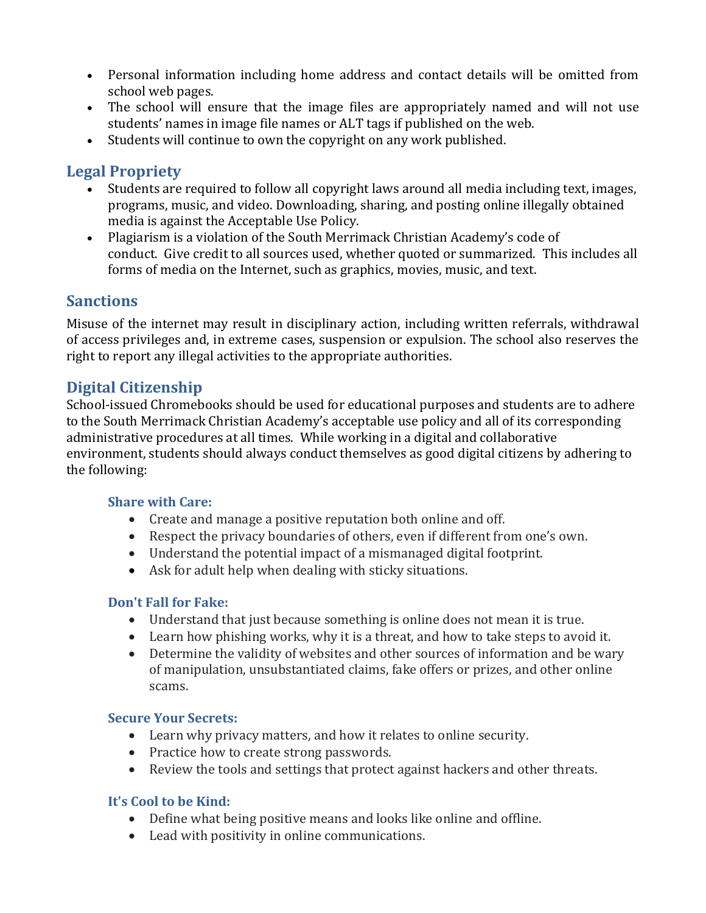- Personal information including home address and contact details will be omitted from school web pages.
- The school will ensure that the image files are appropriately named and will not use students' names in image file names or ALT tags if published on the web.
- Students will continue to own the copyright on any work published.

## Legal Propriety

- Students are required to follow all copyright laws around all media including text, images, programs, music, and video. Downloading, sharing, and posting online illegally obtained media is against the Acceptable Use Policy.
- Plagiarism is a violation of the South Merrimack Christian Academy's code of conduct. Give credit to all sources used, whether quoted or summarized. This includes all forms of media on the Internet, such as graphics, movies, music, and text.

## Sanctions

Misuse of the internet may result in disciplinary action, including written referrals, withdrawal of access privileges and, in extreme cases, suspension or expulsion. The school also reserves the right to report any illegal activities to the appropriate authorities.

## Digital Citizenship

School-issued Chromebooks should be used for educational purposes and students are to adhere to the South Merrimack Christian Academy's acceptable use policy and all of its corresponding administrative procedures at all times. While working in a digital and collaborative environment, students should always conduct themselves as good digital citizens by adhering to the following:

### Share with Care:

- Create and manage a positive reputation both online and off.
- Respect the privacy boundaries of others, even if different from one's own.
- Understand the potential impact of a mismanaged digital footprint.
- Ask for adult help when dealing with sticky situations.

### Don't Fall for Fake:

- Understand that just because something is online does not mean it is true.
- Learn how phishing works, why it is a threat, and how to take steps to avoid it.
- Determine the validity of websites and other sources of information and be wary of manipulation, unsubstantiated claims, fake offers or prizes, and other online scams.

### Secure Your Secrets:

- Learn why privacy matters, and how it relates to online security.
- Practice how to create strong passwords.
- Review the tools and settings that protect against hackers and other threats.

### It's Cool to be Kind:

- Define what being positive means and looks like online and offline.
- Lead with positivity in online communications.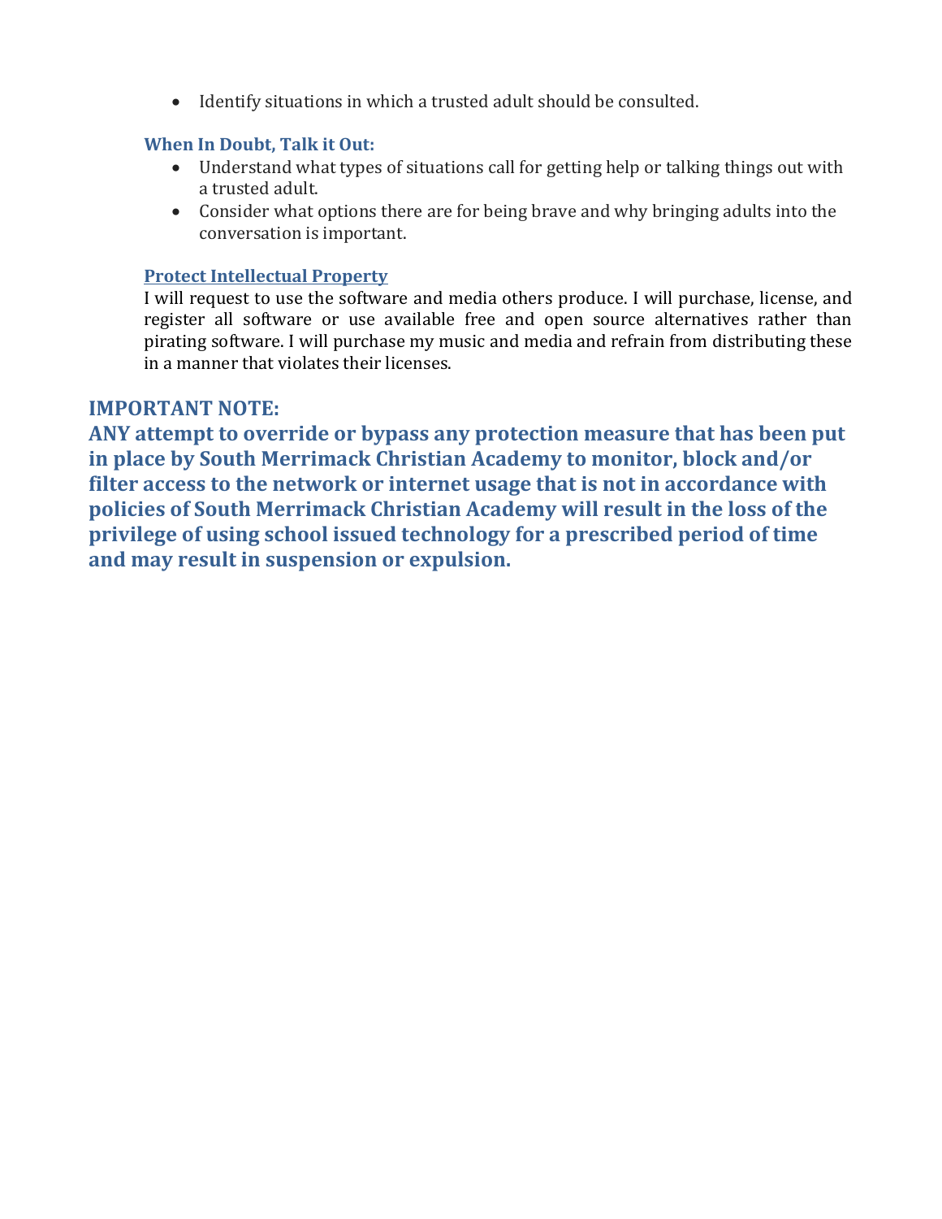- Identify situations in which a trusted adult should be consulted.

**When In Doubt, Talk it Out:**

- Understand what types of situations call for getting help or talking things out with a trusted adult.
- Consider what options there are for being brave and why bringing adults into the conversation is important.

**Protect Intellectual Property**

I will request to use the software and media others produce. I will purchase, license, and register all software or use available free and open source alternatives rather than pirating software. I will purchase my music and media and refrain from distributing these in a manner that violates their licenses.

## IMPORTANT NOTE:

**ANY attempt to override or bypass any protection measure that has been put in place by South Merrimack Christian Academy to monitor, block and/or filter access to the network or internet usage that is not in accordance with policies of South Merrimack Christian Academy will result in the loss of the privilege of using school issued technology for a prescribed period of time and may result in suspension or expulsion.**